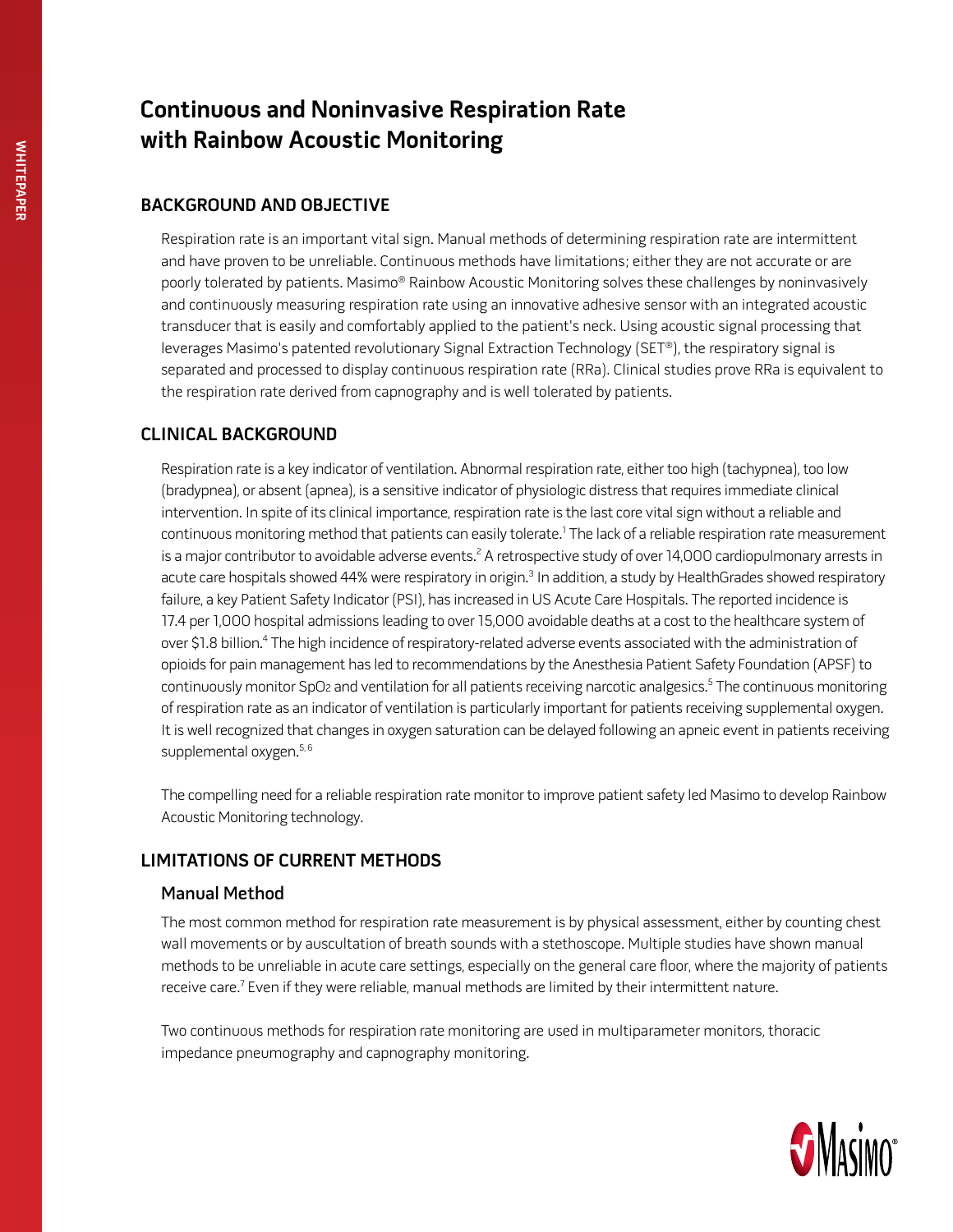# Continuous and Noninvasive Respiration Rate with Rainbow Acoustic Monitoring

## BACKGROUND AND OBJECTIVE

Respiration rate is an important vital sign. Manual methods of determining respiration rate are intermittent and have proven to be unreliable. Continuous methods have limitations; either they are not accurate or are poorly tolerated by patients. Masimo® Rainbow Acoustic Monitoring solves these challenges by noninvasively and continuously measuring respiration rate using an innovative adhesive sensor with an integrated acoustic transducer that is easily and comfortably applied to the patient's neck. Using acoustic signal processing that leverages Masimo's patented revolutionary Signal Extraction Technology (SET®), the respiratory signal is separated and processed to display continuous respiration rate (RRa). Clinical studies prove RRa is equivalent to the respiration rate derived from capnography and is well tolerated by patients.

## CLINICAL BACKGROUND

Respiration rate is a key indicator of ventilation. Abnormal respiration rate, either too high (tachypnea), too low (bradypnea), or absent (apnea), is a sensitive indicator of physiologic distress that requires immediate clinical intervention. In spite of its clinical importance, respiration rate is the last core vital sign without a reliable and continuous monitoring method that patients can easily tolerate.[1] The lack of a reliable respiration rate measurement is a major contributor to avoidable adverse events.[2] A retrospective study of over 14,000 cardiopulmonary arrests in acute care hospitals showed 44% were respiratory in origin.[3] In addition, a study by HealthGrades showed respiratory failure, a key Patient Safety Indicator (PSI), has increased in US Acute Care Hospitals. The reported incidence is 17.4 per 1,000 hospital admissions leading to over 15,000 avoidable deaths at a cost to the healthcare system of over $1.8 billion.[4] The high incidence of respiratory-related adverse events associated with the administration of opioids for pain management has led to recommendations by the Anesthesia Patient Safety Foundation (APSF) to continuously monitor $SpO_2$ and ventilation for all patients receiving narcotic analgesics.[5] The continuous monitoring of respiration rate as an indicator of ventilation is particularly important for patients receiving supplemental oxygen. It is well recognized that changes in oxygen saturation can be delayed following an apneic event in patients receiving supplemental oxygen.[5, 6]

The compelling need for a reliable respiration rate monitor to improve patient safety led Masimo to develop Rainbow Acoustic Monitoring technology.

## LIMITATIONS OF CURRENT METHODS

### Manual Method

The most common method for respiration rate measurement is by physical assessment, either by counting chest wall movements or by auscultation of breath sounds with a stethoscope. Multiple studies have shown manual methods to be unreliable in acute care settings, especially on the general care floor, where the majority of patients receive care.[7] Even if they were reliable, manual methods are limited by their intermittent nature.

Two continuous methods for respiration rate monitoring are used in multiparameter monitors, thoracic impedance pneumography and capnography monitoring.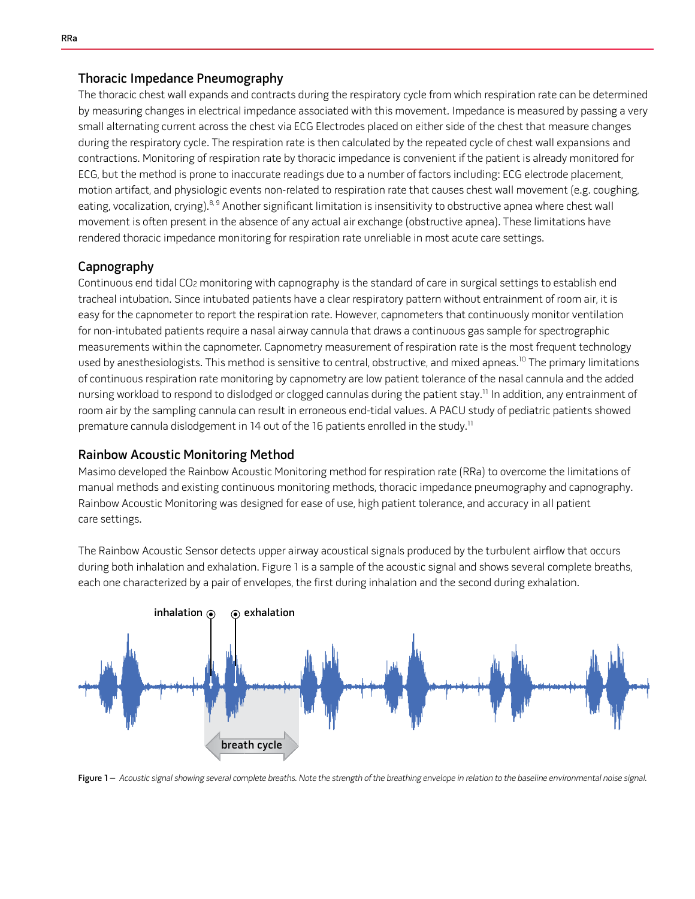## Thoracic Impedance Pneumography

The thoracic chest wall expands and contracts during the respiratory cycle from which respiration rate can be determined by measuring changes in electrical impedance associated with this movement. Impedance is measured by passing a very small alternating current across the chest via ECG Electrodes placed on either side of the chest that measure changes during the respiratory cycle. The respiration rate is then calculated by the repeated cycle of chest wall expansions and contractions. Monitoring of respiration rate by thoracic impedance is convenient if the patient is already monitored for ECG, but the method is prone to inaccurate readings due to a number of factors including: ECG electrode placement, motion artifact, and physiologic events non-related to respiration rate that causes chest wall movement (e.g. coughing, eating, vocalization, crying).[8, 9] Another significant limitation is insensitivity to obstructive apnea where chest wall movement is often present in the absence of any actual air exchange (obstructive apnea). These limitations have rendered thoracic impedance monitoring for respiration rate unreliable in most acute care settings.

## Capnography

Continuous end tidal $CO_2$ monitoring with capnography is the standard of care in surgical settings to establish end tracheal intubation. Since intubated patients have a clear respiratory pattern without entrainment of room air, it is easy for the capnometer to report the respiration rate. However, capnometers that continuously monitor ventilation for non-intubated patients require a nasal airway cannula that draws a continuous gas sample for spectrographic measurements within the capnometer. Capnometry measurement of respiration rate is the most frequent technology used by anesthesiologists. This method is sensitive to central, obstructive, and mixed apneas.[10] The primary limitations of continuous respiration rate monitoring by capnometry are low patient tolerance of the nasal cannula and the added nursing workload to respond to dislodged or clogged cannulas during the patient stay.[11] In addition, any entrainment of room air by the sampling cannula can result in erroneous end-tidal values. A PACU study of pediatric patients showed premature cannula dislodgement in 14 out of the 16 patients enrolled in the study.[11]

## Rainbow Acoustic Monitoring Method

Masimo developed the Rainbow Acoustic Monitoring method for respiration rate (RRa) to overcome the limitations of manual methods and existing continuous monitoring methods, thoracic impedance pneumography and capnography. Rainbow Acoustic Monitoring was designed for ease of use, high patient tolerance, and accuracy in all patient care settings.

The Rainbow Acoustic Sensor detects upper airway acoustical signals produced by the turbulent airflow that occurs during both inhalation and exhalation. Figure 1 is a sample of the acoustic signal and shows several complete breaths, each one characterized by a pair of envelopes, the first during inhalation and the second during exhalation.

**Figure 1 –** *Acoustic signal showing several complete breaths. Note the strength of the breathing envelope in relation to the baseline environmental noise signal.*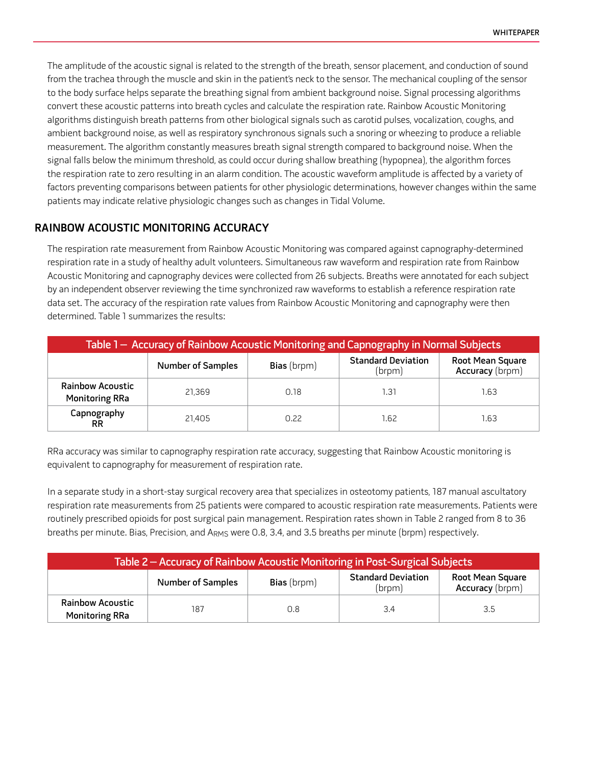The amplitude of the acoustic signal is related to the strength of the breath, sensor placement, and conduction of sound from the trachea through the muscle and skin in the patient's neck to the sensor. The mechanical coupling of the sensor to the body surface helps separate the breathing signal from ambient background noise. Signal processing algorithms convert these acoustic patterns into breath cycles and calculate the respiration rate. Rainbow Acoustic Monitoring algorithms distinguish breath patterns from other biological signals such as carotid pulses, vocalization, coughs, and ambient background noise, as well as respiratory synchronous signals such a snoring or wheezing to produce a reliable measurement. The algorithm constantly measures breath signal strength compared to background noise. When the signal falls below the minimum threshold, as could occur during shallow breathing (hypopnea), the algorithm forces the respiration rate to zero resulting in an alarm condition. The acoustic waveform amplitude is affected by a variety of factors preventing comparisons between patients for other physiologic determinations, however changes within the same patients may indicate relative physiologic changes such as changes in Tidal Volume.

## RAINBOW ACOUSTIC MONITORING ACCURACY

The respiration rate measurement from Rainbow Acoustic Monitoring was compared against capnography-determined respiration rate in a study of healthy adult volunteers. Simultaneous raw waveform and respiration rate from Rainbow Acoustic Monitoring and capnography devices were collected from 26 subjects. Breaths were annotated for each subject by an independent observer reviewing the time synchronized raw waveforms to establish a reference respiration rate data set. The accuracy of the respiration rate values from Rainbow Acoustic Monitoring and capnography were then determined. Table 1 summarizes the results:

**Table 1 — Accuracy of Rainbow Acoustic Monitoring and Capnography in Normal Subjects**

| | Number of Samples | **Bias** (brpm) | **Standard Deviation** (brpm) | **Root Mean Square Accuracy** (brpm) |
|---|---|---|---|---|
| **Rainbow Acoustic Monitoring RRa** | 21,369 | 0.18 | 1.31 | 1.63 |
| **Capnography RR** | 21,405 | 0.22 | 1.62 | 1.63 |

RRa accuracy was similar to capnography respiration rate accuracy, suggesting that Rainbow Acoustic monitoring is equivalent to capnography for measurement of respiration rate.

In a separate study in a short-stay surgical recovery area that specializes in osteotomy patients, 187 manual ascultatory respiration rate measurements from 25 patients were compared to acoustic respiration rate measurements. Patients were routinely prescribed opioids for post surgical pain management. Respiration rates shown in Table 2 ranged from 8 to 36 breaths per minute. Bias, Precision, and $A_{RMS}$ were 0.8, 3.4, and 3.5 breaths per minute (brpm) respectively.

**Table 2 — Accuracy of Rainbow Acoustic Monitoring in Post-Surgical Subjects**

| | Number of Samples | **Bias** (brpm) | **Standard Deviation** (brpm) | **Root Mean Square Accuracy** (brpm) |
|---|---|---|---|---|
| **Rainbow Acoustic Monitoring RRa** | 187 | 0.8 | 3.4 | 3.5 |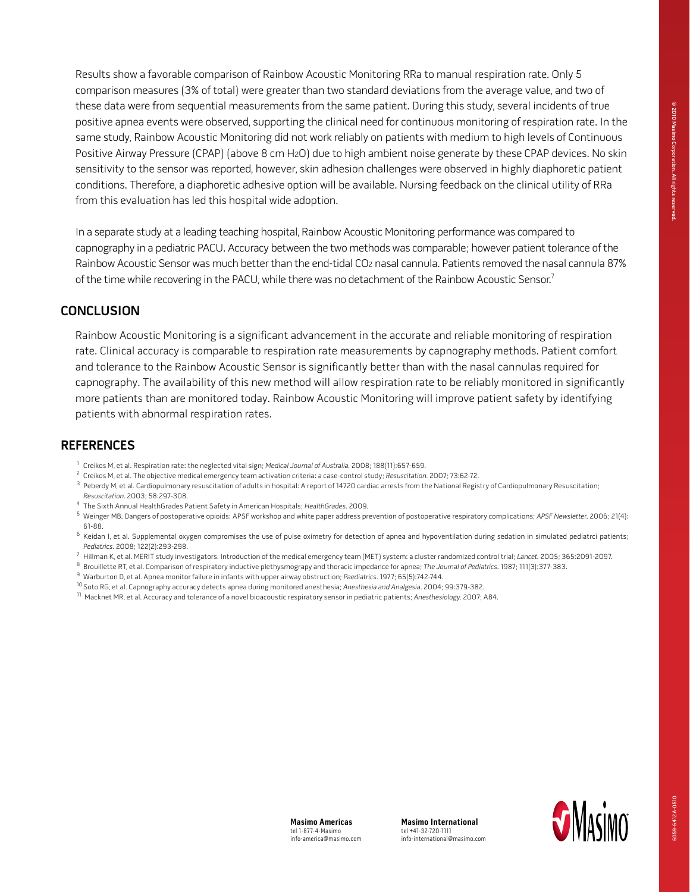Results show a favorable comparison of Rainbow Acoustic Monitoring RRa to manual respiration rate. Only 5 comparison measures (3% of total) were greater than two standard deviations from the average value, and two of these data were from sequential measurements from the same patient. During this study, several incidents of true positive apnea events were observed, supporting the clinical need for continuous monitoring of respiration rate. In the same study, Rainbow Acoustic Monitoring did not work reliably on patients with medium to high levels of Continuous Positive Airway Pressure (CPAP) (above 8 cm $H_2O$) due to high ambient noise generate by these CPAP devices. No skin sensitivity to the sensor was reported, however, skin adhesion challenges were observed in highly diaphoretic patient conditions. Therefore, a diaphoretic adhesive option will be available. Nursing feedback on the clinical utility of RRa from this evaluation has led this hospital wide adoption.

In a separate study at a leading teaching hospital, Rainbow Acoustic Monitoring performance was compared to capnography in a pediatric PACU. Accuracy between the two methods was comparable; however patient tolerance of the Rainbow Acoustic Sensor was much better than the end-tidal $CO_2$ nasal cannula. Patients removed the nasal cannula 87% of the time while recovering in the PACU, while there was no detachment of the Rainbow Acoustic Sensor.[7]

## CONCLUSION

Rainbow Acoustic Monitoring is a significant advancement in the accurate and reliable monitoring of respiration rate. Clinical accuracy is comparable to respiration rate measurements by capnography methods. Patient comfort and tolerance to the Rainbow Acoustic Sensor is significantly better than with the nasal cannulas required for capnography. The availability of this new method will allow respiration rate to be reliably monitored in significantly more patients than are monitored today. Rainbow Acoustic Monitoring will improve patient safety by identifying patients with abnormal respiration rates.

## REFERENCES

1. Creikos M, et al. Respiration rate: the neglected vital sign; *Medical Journal of Australia*. 2008; 188(11):657-659.
2. Creikos M, et al. The objective medical emergency team activation criteria: a case-control study; *Resuscitation*. 2007; 73:62-72.
3. Peberdy M, et al. Cardiopulmonary resuscitation of adults in hospital: A report of 14720 cardiac arrests from the National Registry of Cardiopulmonary Resuscitation; *Resuscitation*. 2003; 58:297-308.
4. The Sixth Annual HealthGrades Patient Safety in American Hospitals; *HealthGrades*. 2009.
5. Weinger MB. Dangers of postoperative opioids: APSF workshop and white paper address prevention of postoperative respiratory complications; *APSF Newsletter*. 2006; 21(4): 61-88.
6. Keidan I, et al. Supplemental oxygen compromises the use of pulse oximetry for detection of apnea and hypoventilation during sedation in simulated pediatrci patients; *Pediatrics*. 2008; 122(2):293-298.
7. Hillman K, et al. MERIT study investigators. Introduction of the medical emergency team (MET) system: a cluster randomized control trial; *Lancet*. 2005; 365:2091-2097.
8. Brouillette RT, et al. Comparison of respiratory inductive plethysmograpy and thoracic impedance for apnea; *The Journal of Pediatrics*. 1987; 111(3):377-383.
9. Warburton D, et al. Apnea monitor failure in infants with upper airway obstruction; *Paediatrics*. 1977; 65(5):742-744.
10. Soto RG, et al. Capnography accuracy detects apnea during monitored anesthesia; *Anesthesia and Analgesia*. 2004; 99:379-382.
11. Macknet MR, et al. Accuracy and tolerance of a novel bioacoustic respiratory sensor in pediatric patients; *Anesthesiology*. 2007; A84.

**Masimo Americas**
tel 1-877-4-Masimo
info-america@masimo.com

**Masimo International**
tel +41-32-720-1111
info-international@masimo.com

© 2010 Masimo Corporation. All rights reserved.

6609-4214-0510